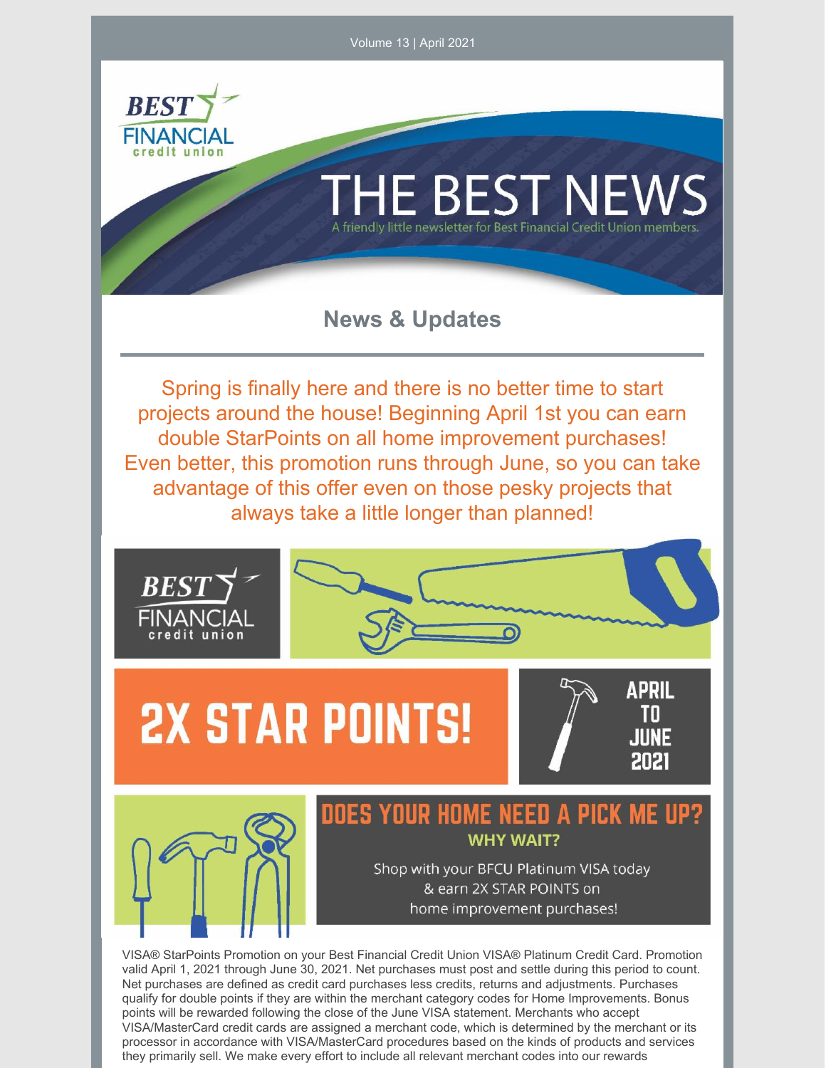Volume 13 | April 2021

# THE BEST NEWS

A friendly little newsletter for Best Financial Credit Union members.

## News & Updates

Spring is finally here and there is no better time to start projects around the house! Beginning April 1st you can earn double StarPoints on all home improvement purchases! Even better, this promotion runs through June, so you can take advantage of this offer even on those pesky projects that always take a little longer than planned!

**2X STAR POINTS!**

**APRIL TO JUNE 2021**

### DOES YOUR HOME NEED A PICK ME UP?

**WHY WAIT?**

Shop with your BFCU Platinum VISA today & earn 2X STAR POINTS on home improvement purchases!

VISA® StarPoints Promotion on your Best Financial Credit Union VISA® Platinum Credit Card. Promotion valid April 1, 2021 through June 30, 2021. Net purchases must post and settle during this period to count. Net purchases are defined as credit card purchases less credits, returns and adjustments. Purchases qualify for double points if they are within the merchant category codes for Home Improvements. Bonus points will be rewarded following the close of the June VISA statement. Merchants who accept VISA/MasterCard credit cards are assigned a merchant code, which is determined by the merchant or its processor in accordance with VISA/MasterCard procedures based on the kinds of products and services they primarily sell. We make every effort to include all relevant merchant codes into our rewards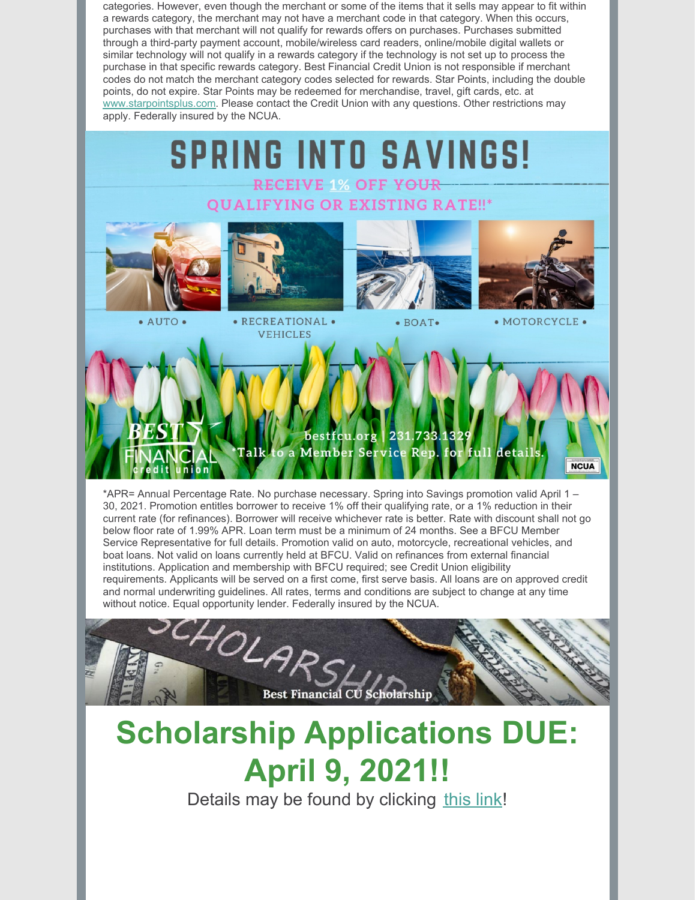categories. However, even though the merchant or some of the items that it sells may appear to fit within a rewards category, the merchant may not have a merchant code in that category. When this occurs, purchases with that merchant will not qualify for rewards offers on purchases. Purchases submitted through a third-party payment account, mobile/wireless card readers, online/mobile digital wallets or similar technology will not qualify in a rewards category if the technology is not set up to process the purchase in that specific rewards category. Best Financial Credit Union is not responsible if merchant codes do not match the merchant category codes selected for rewards. Star Points, including the double points, do not expire. Star Points may be redeemed for merchandise, travel, gift cards, etc. at www.starpointsplus.com. Please contact the Credit Union with any questions. Other restrictions may apply. Federally insured by the NCUA.

# SPRING INTO SAVINGS!

RECEIVE 1% OFF YOUR QUALIFYING OR EXISTING RATE!!*

• AUTO • • RECREATIONAL VEHICLES • • BOAT • • MOTORCYCLE •

BEST FINANCIAL credit union

bestfcu.org | 231.733.1329

*Talk to a Member Service Rep. for full details.

NCUA

*APR= Annual Percentage Rate. No purchase necessary. Spring into Savings promotion valid April 1 – 30, 2021. Promotion entitles borrower to receive 1% off their qualifying rate, or a 1% reduction in their current rate (for refinances). Borrower will receive whichever rate is better. Rate with discount shall not go below floor rate of 1.99% APR. Loan term must be a minimum of 24 months. See a BFCU Member Service Representative for full details. Promotion valid on auto, motorcycle, recreational vehicles, and boat loans. Not valid on loans currently held at BFCU. Valid on refinances from external financial institutions. Application and membership with BFCU required; see Credit Union eligibility requirements. Applicants will be served on a first come, first serve basis. All loans are on approved credit and normal underwriting guidelines. All rates, terms and conditions are subject to change at any time without notice. Equal opportunity lender. Federally insured by the NCUA.

SCHOLARSHIP

Best Financial CU Scholarship

# Scholarship Applications DUE: April 9, 2021!!

Details may be found by clicking this link!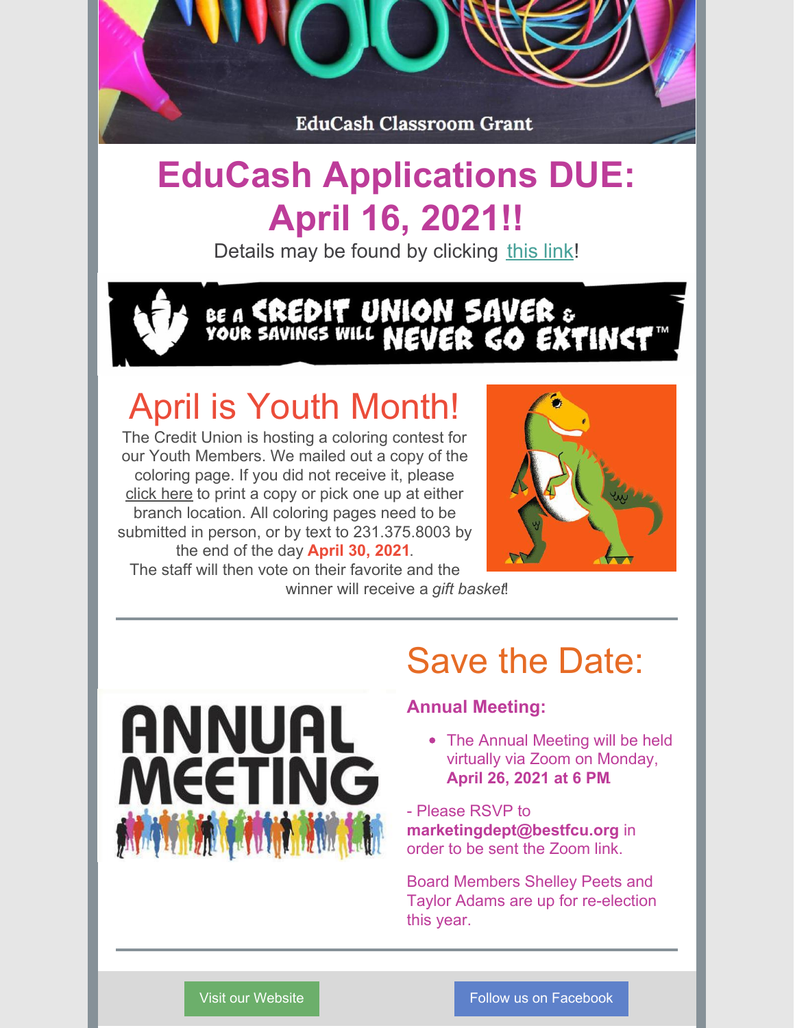EduCash Classroom Grant

# EduCash Applications DUE: April 16, 2021!!

Details may be found by clicking this link!

BE A CREDIT UNION SAVER & YOUR SAVINGS WILL NEVER GO EXTINCT™

## April is Youth Month!

The Credit Union is hosting a coloring contest for our Youth Members. We mailed out a copy of the coloring page. If you did not receive it, please click here to print a copy or pick one up at either branch location. All coloring pages need to be submitted in person, or by text to 231.375.8003 by the end of the day **April 30, 2021**.

The staff will then vote on their favorite and the winner will receive a *gift basket*!

---

ANNUAL MEETING

## Save the Date:

### Annual Meeting:

- The Annual Meeting will be held virtually via Zoom on Monday, **April 26, 2021 at 6 PM**.

- Please RSVP to **marketingdept@bestfcu.org** in order to be sent the Zoom link.

Board Members Shelley Peets and Taylor Adams are up for re-election this year.

---

Visit our Website

Follow us on Facebook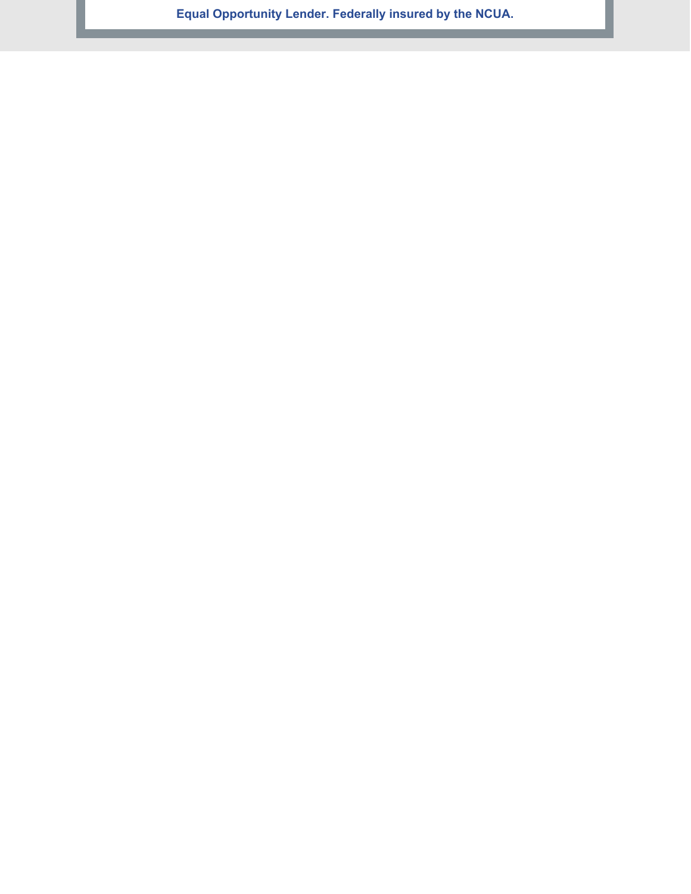**Equal Opportunity Lender. Federally insured by the NCUA.**